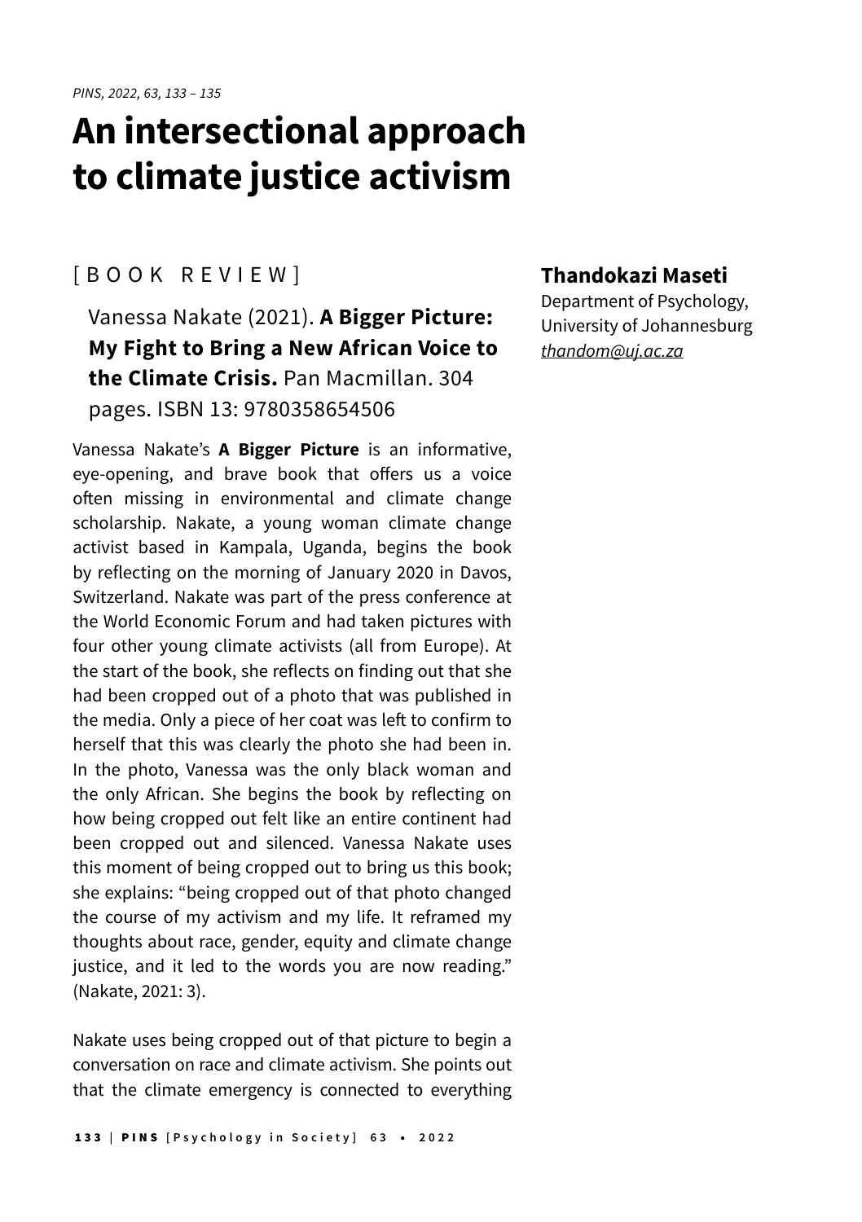# An intersectional approach to climate justice activism

[ BOOK REVIEW ]

Vanessa Nakate (2021). **A Bigger Picture: My Fight to Bring a New African Voice to the Climate Crisis.** Pan Macmillan. 304 pages. ISBN 13: 9780358654506

**Thandokazi Maseti**
Department of Psychology, University of Johannesburg
thandom@uj.ac.za

Vanessa Nakate's **A Bigger Picture** is an informative, eye-opening, and brave book that offers us a voice often missing in environmental and climate change scholarship. Nakate, a young woman climate change activist based in Kampala, Uganda, begins the book by reflecting on the morning of January 2020 in Davos, Switzerland. Nakate was part of the press conference at the World Economic Forum and had taken pictures with four other young climate activists (all from Europe). At the start of the book, she reflects on finding out that she had been cropped out of a photo that was published in the media. Only a piece of her coat was left to confirm to herself that this was clearly the photo she had been in. In the photo, Vanessa was the only black woman and the only African. She begins the book by reflecting on how being cropped out felt like an entire continent had been cropped out and silenced. Vanessa Nakate uses this moment of being cropped out to bring us this book; she explains: "being cropped out of that photo changed the course of my activism and my life. It reframed my thoughts about race, gender, equity and climate change justice, and it led to the words you are now reading." (Nakate, 2021: 3).

Nakate uses being cropped out of that picture to begin a conversation on race and climate activism. She points out that the climate emergency is connected to everything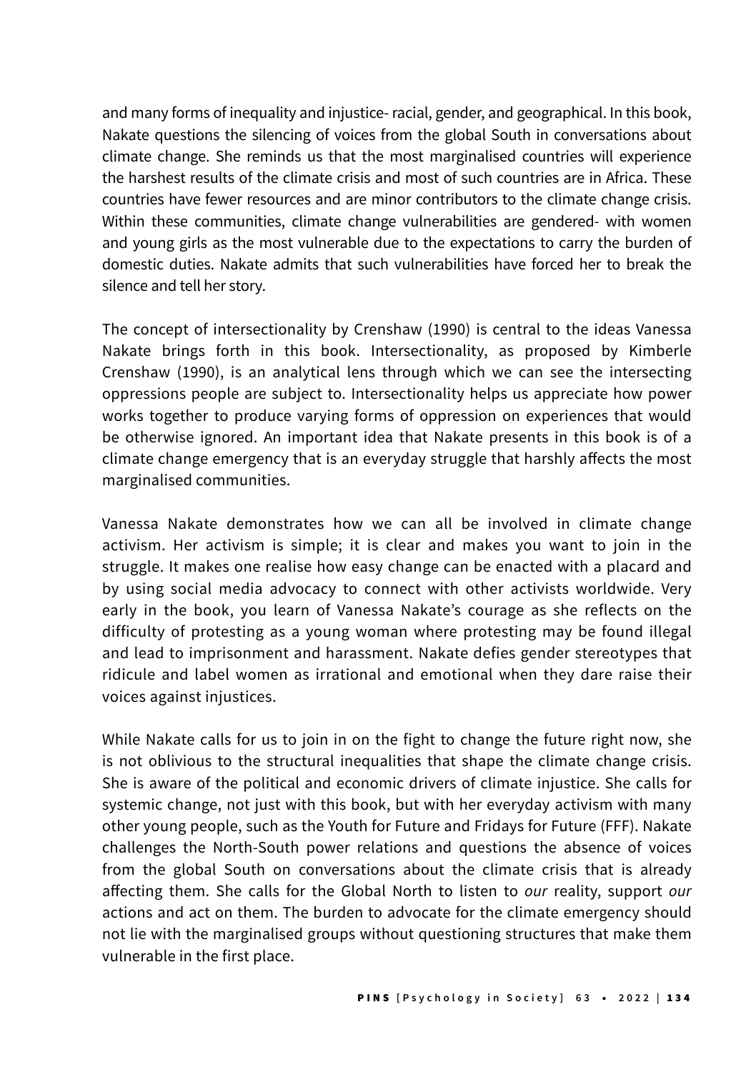and many forms of inequality and injustice- racial, gender, and geographical. In this book, Nakate questions the silencing of voices from the global South in conversations about climate change. She reminds us that the most marginalised countries will experience the harshest results of the climate crisis and most of such countries are in Africa. These countries have fewer resources and are minor contributors to the climate change crisis. Within these communities, climate change vulnerabilities are gendered- with women and young girls as the most vulnerable due to the expectations to carry the burden of domestic duties. Nakate admits that such vulnerabilities have forced her to break the silence and tell her story.

The concept of intersectionality by Crenshaw (1990) is central to the ideas Vanessa Nakate brings forth in this book. Intersectionality, as proposed by Kimberle Crenshaw (1990), is an analytical lens through which we can see the intersecting oppressions people are subject to. Intersectionality helps us appreciate how power works together to produce varying forms of oppression on experiences that would be otherwise ignored. An important idea that Nakate presents in this book is of a climate change emergency that is an everyday struggle that harshly affects the most marginalised communities.

Vanessa Nakate demonstrates how we can all be involved in climate change activism. Her activism is simple; it is clear and makes you want to join in the struggle. It makes one realise how easy change can be enacted with a placard and by using social media advocacy to connect with other activists worldwide. Very early in the book, you learn of Vanessa Nakate's courage as she reflects on the difficulty of protesting as a young woman where protesting may be found illegal and lead to imprisonment and harassment. Nakate defies gender stereotypes that ridicule and label women as irrational and emotional when they dare raise their voices against injustices.

While Nakate calls for us to join in on the fight to change the future right now, she is not oblivious to the structural inequalities that shape the climate change crisis. She is aware of the political and economic drivers of climate injustice. She calls for systemic change, not just with this book, but with her everyday activism with many other young people, such as the Youth for Future and Fridays for Future (FFF). Nakate challenges the North-South power relations and questions the absence of voices from the global South on conversations about the climate crisis that is already affecting them. She calls for the Global North to listen to *our* reality, support *our* actions and act on them. The burden to advocate for the climate emergency should not lie with the marginalised groups without questioning structures that make them vulnerable in the first place.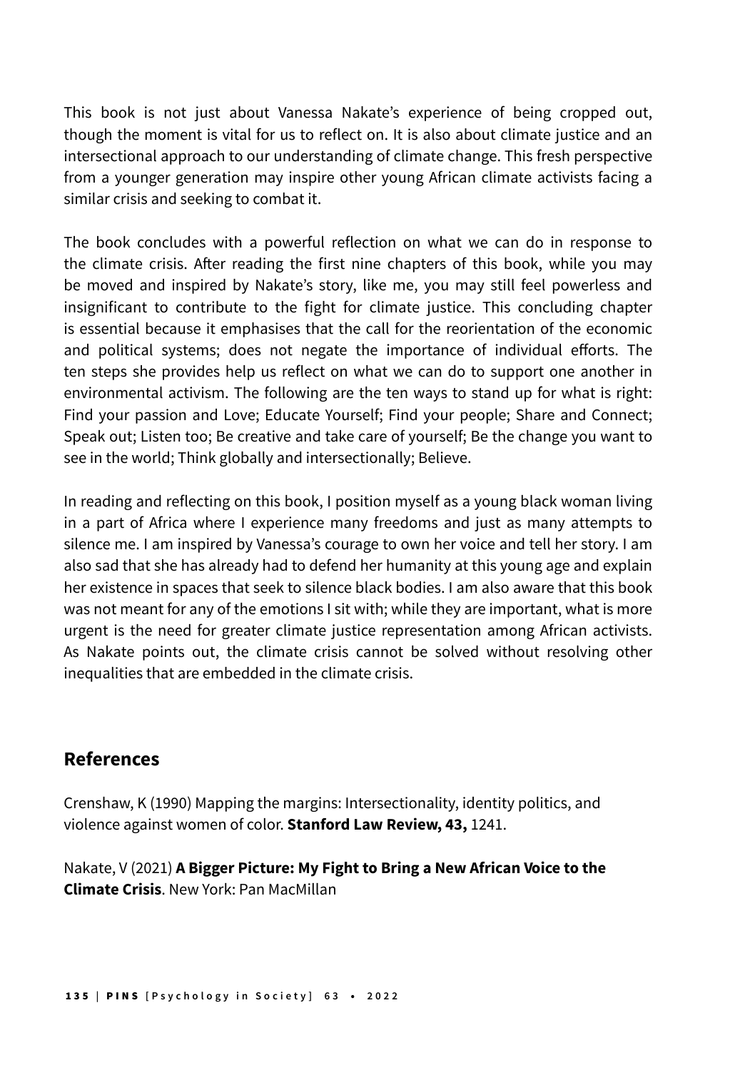This book is not just about Vanessa Nakate's experience of being cropped out, though the moment is vital for us to reflect on. It is also about climate justice and an intersectional approach to our understanding of climate change. This fresh perspective from a younger generation may inspire other young African climate activists facing a similar crisis and seeking to combat it.

The book concludes with a powerful reflection on what we can do in response to the climate crisis. After reading the first nine chapters of this book, while you may be moved and inspired by Nakate's story, like me, you may still feel powerless and insignificant to contribute to the fight for climate justice. This concluding chapter is essential because it emphasises that the call for the reorientation of the economic and political systems; does not negate the importance of individual efforts. The ten steps she provides help us reflect on what we can do to support one another in environmental activism. The following are the ten ways to stand up for what is right: Find your passion and Love; Educate Yourself; Find your people; Share and Connect; Speak out; Listen too; Be creative and take care of yourself; Be the change you want to see in the world; Think globally and intersectionally; Believe.

In reading and reflecting on this book, I position myself as a young black woman living in a part of Africa where I experience many freedoms and just as many attempts to silence me. I am inspired by Vanessa's courage to own her voice and tell her story. I am also sad that she has already had to defend her humanity at this young age and explain her existence in spaces that seek to silence black bodies. I am also aware that this book was not meant for any of the emotions I sit with; while they are important, what is more urgent is the need for greater climate justice representation among African activists. As Nakate points out, the climate crisis cannot be solved without resolving other inequalities that are embedded in the climate crisis.

## References

Crenshaw, K (1990) Mapping the margins: Intersectionality, identity politics, and violence against women of color. **Stanford Law Review, 43,** 1241.

Nakate, V (2021) **A Bigger Picture: My Fight to Bring a New African Voice to the Climate Crisis**. New York: Pan MacMillan